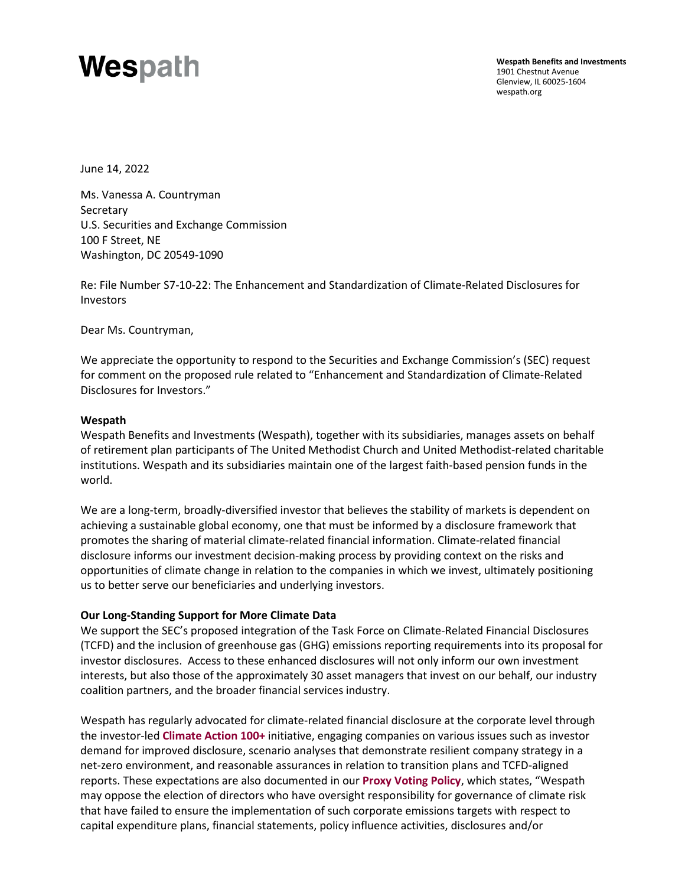# Wespath

**Wespath Benefits and Investments**
1901 Chestnut Avenue
Glenview, IL 60025-1604
wespath.org

June 14, 2022

Ms. Vanessa A. Countryman
Secretary
U.S. Securities and Exchange Commission
100 F Street, NE
Washington, DC 20549-1090

Re: File Number S7-10-22: The Enhancement and Standardization of Climate-Related Disclosures for Investors

Dear Ms. Countryman,

We appreciate the opportunity to respond to the Securities and Exchange Commission's (SEC) request for comment on the proposed rule related to "Enhancement and Standardization of Climate-Related Disclosures for Investors."

**Wespath**

Wespath Benefits and Investments (Wespath), together with its subsidiaries, manages assets on behalf of retirement plan participants of The United Methodist Church and United Methodist-related charitable institutions. Wespath and its subsidiaries maintain one of the largest faith-based pension funds in the world.

We are a long-term, broadly-diversified investor that believes the stability of markets is dependent on achieving a sustainable global economy, one that must be informed by a disclosure framework that promotes the sharing of material climate-related financial information. Climate-related financial disclosure informs our investment decision-making process by providing context on the risks and opportunities of climate change in relation to the companies in which we invest, ultimately positioning us to better serve our beneficiaries and underlying investors.

**Our Long-Standing Support for More Climate Data**

We support the SEC's proposed integration of the Task Force on Climate-Related Financial Disclosures (TCFD) and the inclusion of greenhouse gas (GHG) emissions reporting requirements into its proposal for investor disclosures. Access to these enhanced disclosures will not only inform our own investment interests, but also those of the approximately 30 asset managers that invest on our behalf, our industry coalition partners, and the broader financial services industry.

Wespath has regularly advocated for climate-related financial disclosure at the corporate level through the investor-led **Climate Action 100+** initiative, engaging companies on various issues such as investor demand for improved disclosure, scenario analyses that demonstrate resilient company strategy in a net-zero environment, and reasonable assurances in relation to transition plans and TCFD-aligned reports. These expectations are also documented in our **Proxy Voting Policy**, which states, "Wespath may oppose the election of directors who have oversight responsibility for governance of climate risk that have failed to ensure the implementation of such corporate emissions targets with respect to capital expenditure plans, financial statements, policy influence activities, disclosures and/or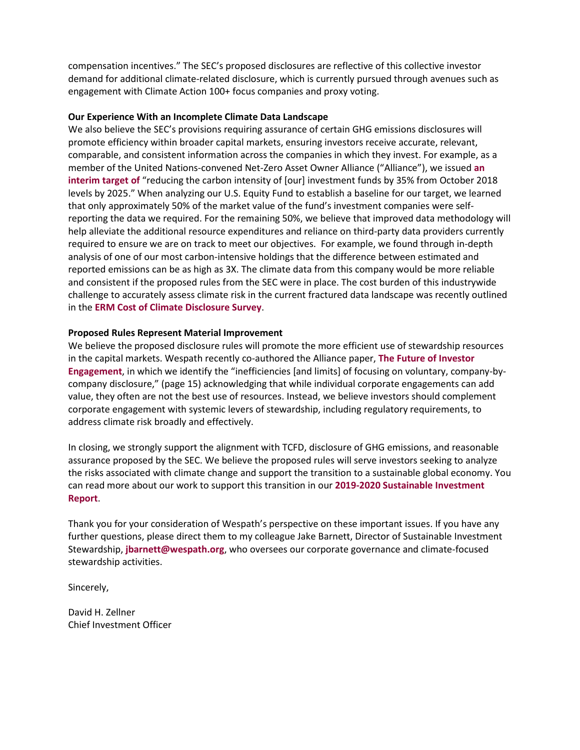compensation incentives." The SEC's proposed disclosures are reflective of this collective investor demand for additional climate-related disclosure, which is currently pursued through avenues such as engagement with Climate Action 100+ focus companies and proxy voting.

**Our Experience With an Incomplete Climate Data Landscape**

We also believe the SEC's provisions requiring assurance of certain GHG emissions disclosures will promote efficiency within broader capital markets, ensuring investors receive accurate, relevant, comparable, and consistent information across the companies in which they invest. For example, as a member of the United Nations-convened Net-Zero Asset Owner Alliance ("Alliance"), we issued **an interim target of** "reducing the carbon intensity of [our] investment funds by 35% from October 2018 levels by 2025." When analyzing our U.S. Equity Fund to establish a baseline for our target, we learned that only approximately 50% of the market value of the fund's investment companies were self-reporting the data we required. For the remaining 50%, we believe that improved data methodology will help alleviate the additional resource expenditures and reliance on third-party data providers currently required to ensure we are on track to meet our objectives. For example, we found through in-depth analysis of one of our most carbon-intensive holdings that the difference between estimated and reported emissions can be as high as 3X. The climate data from this company would be more reliable and consistent if the proposed rules from the SEC were in place. The cost burden of this industrywide challenge to accurately assess climate risk in the current fractured data landscape was recently outlined in the **ERM Cost of Climate Disclosure Survey**.

**Proposed Rules Represent Material Improvement**

We believe the proposed disclosure rules will promote the more efficient use of stewardship resources in the capital markets. Wespath recently co-authored the Alliance paper, **The Future of Investor Engagement**, in which we identify the "inefficiencies [and limits] of focusing on voluntary, company-by-company disclosure," (page 15) acknowledging that while individual corporate engagements can add value, they often are not the best use of resources. Instead, we believe investors should complement corporate engagement with systemic levers of stewardship, including regulatory requirements, to address climate risk broadly and effectively.

In closing, we strongly support the alignment with TCFD, disclosure of GHG emissions, and reasonable assurance proposed by the SEC. We believe the proposed rules will serve investors seeking to analyze the risks associated with climate change and support the transition to a sustainable global economy. You can read more about our work to support this transition in our **2019-2020 Sustainable Investment Report**.

Thank you for your consideration of Wespath's perspective on these important issues. If you have any further questions, please direct them to my colleague Jake Barnett, Director of Sustainable Investment Stewardship, **jbarnett@wespath.org**, who oversees our corporate governance and climate-focused stewardship activities.

Sincerely,

David H. Zellner
Chief Investment Officer